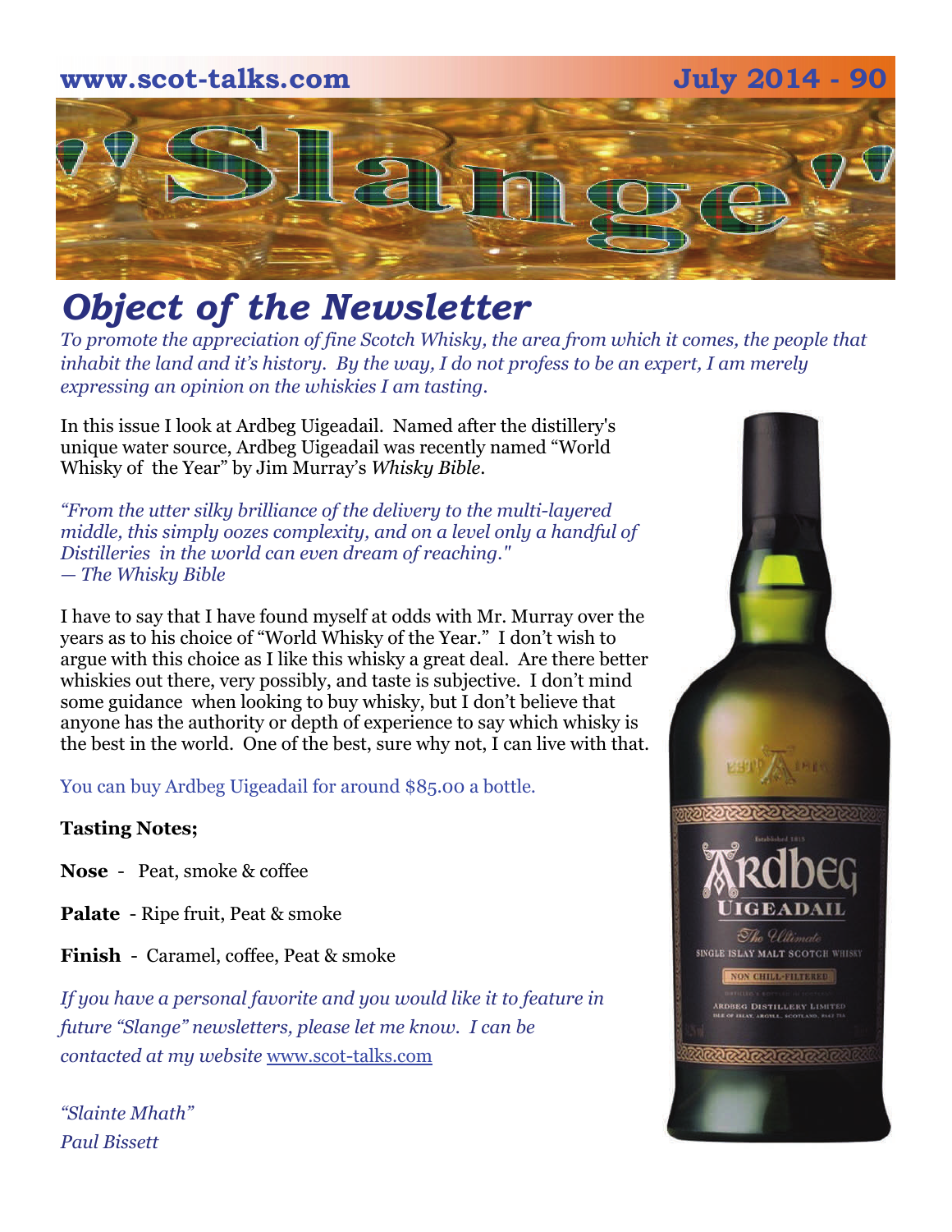www.scot-talks.com July 2014 - 90

# "Slange"

## *Object of the Newsletter*

*To promote the appreciation of fine Scotch Whisky, the area from which it comes, the people that inhabit the land and it's history. By the way, I do not profess to be an expert, I am merely expressing an opinion on the whiskies I am tasting.*

In this issue I look at Ardbeg Uigeadail. Named after the distillery's unique water source, Ardbeg Uigeadail was recently named "World Whisky of the Year" by Jim Murray's *Whisky Bible*.

*"From the utter silky brilliance of the delivery to the multi-layered middle, this simply oozes complexity, and on a level only a handful of Distilleries in the world can even dream of reaching."*
*— The Whisky Bible*

I have to say that I have found myself at odds with Mr. Murray over the years as to his choice of "World Whisky of the Year." I don't wish to argue with this choice as I like this whisky a great deal. Are there better whiskies out there, very possibly, and taste is subjective. I don't mind some guidance when looking to buy whisky, but I don't believe that anyone has the authority or depth of experience to say which whisky is the best in the world. One of the best, sure why not, I can live with that.

You can buy Ardbeg Uigeadail for around $85.00 a bottle.

**Tasting Notes;**

**Nose** - Peat, smoke & coffee

**Palate** - Ripe fruit, Peat & smoke

**Finish** - Caramel, coffee, Peat & smoke

*If you have a personal favorite and you would like it to feature in future "Slange" newsletters, please let me know. I can be contacted at my website* www.scot-talks.com

*"Slainte Mhath"*
*Paul Bissett*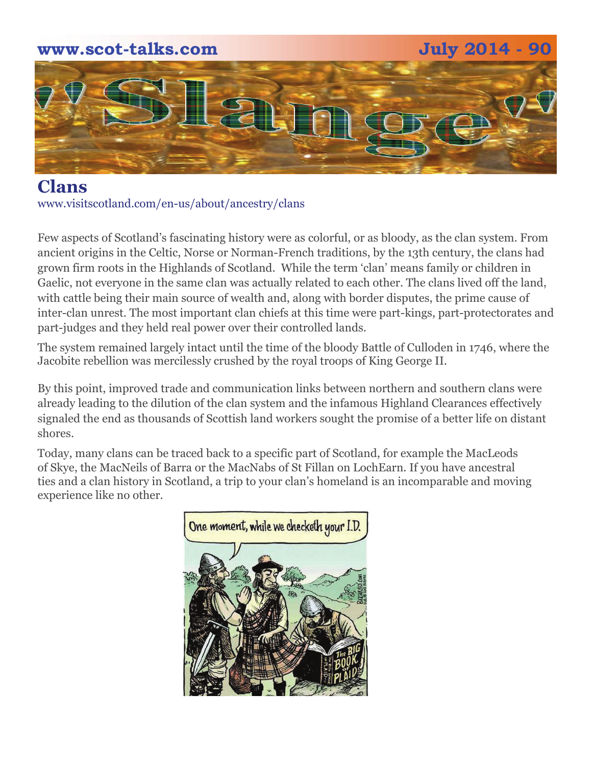## Clans

www.visitscotland.com/en-us/about/ancestry/clans

Few aspects of Scotland's fascinating history were as colorful, or as bloody, as the clan system. From ancient origins in the Celtic, Norse or Norman-French traditions, by the 13th century, the clans had grown firm roots in the Highlands of Scotland. While the term 'clan' means family or children in Gaelic, not everyone in the same clan was actually related to each other. The clans lived off the land, with cattle being their main source of wealth and, along with border disputes, the prime cause of inter-clan unrest. The most important clan chiefs at this time were part-kings, part-protectorates and part-judges and they held real power over their controlled lands.

The system remained largely intact until the time of the bloody Battle of Culloden in 1746, where the Jacobite rebellion was mercilessly crushed by the royal troops of King George II.

By this point, improved trade and communication links between northern and southern clans were already leading to the dilution of the clan system and the infamous Highland Clearances effectively signaled the end as thousands of Scottish land workers sought the promise of a better life on distant shores.

Today, many clans can be traced back to a specific part of Scotland, for example the MacLeods of Skye, the MacNeils of Barra or the MacNabs of St Fillan on LochEarn. If you have ancestral ties and a clan history in Scotland, a trip to your clan's homeland is an incomparable and moving experience like no other.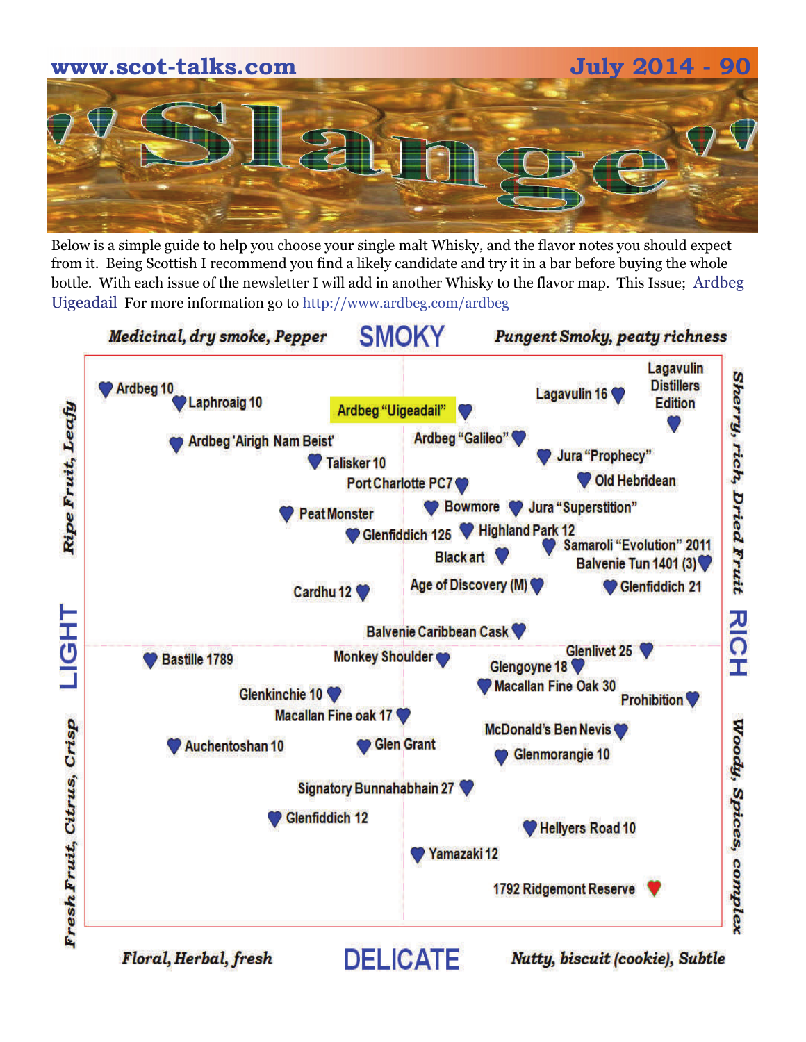# Slange

Below is a simple guide to help you choose your single malt Whisky, and the flavor notes you should expect from it. Being Scottish I recommend you find a likely candidate and try it in a bar before buying the whole bottle. With each issue of the newsletter I will add in another Whisky to the flavor map. This Issue; Ardbeg Uigeadail For more information go to http://www.ardbeg.com/ardbeg

*Medicinal, dry smoke, Pepper* — **SMOKY** — *Pungent Smoky, peaty richness*

*Ripe Fruit, Leafy* — **LIGHT** — *Fresh Fruit, Citrus, Crisp*

*Sherry, rich, Dried Fruit* — **RICH** — *Woody, Spices, complex*

*Floral, Herbal, fresh* — **DELICATE** — *Nutty, biscuit (cookie), Subtle*

- Ardbeg 10
- Laphroaig 10
- Ardbeg "Uigeadail"
- Lagavulin 16
- Lagavulin Distillers Edition
- Ardbeg 'Airigh Nam Beist'
- Ardbeg "Galileo"
- Talisker 10
- Jura "Prophecy"
- Port Charlotte PC7
- Old Hebridean
- Peat Monster
- Bowmore
- Jura "Superstition"
- Glenfiddich 125
- Highland Park 12
- Samaroli "Evolution" 2011
- Black art
- Balvenie Tun 1401 (3)
- Cardhu 12
- Age of Discovery (M)
- Glenfiddich 21
- Balvenie Caribbean Cask
- Bastille 1789
- Monkey Shoulder
- Glenlivet 25
- Glengoyne 18
- Glenkinchie 10
- Macallan Fine Oak 30
- Prohibition
- Macallan Fine oak 17
- McDonald's Ben Nevis
- Auchentoshan 10
- Glen Grant
- Glenmorangie 10
- Signatory Bunnahabhain 27
- Glenfiddich 12
- Hellyers Road 10
- Yamazaki 12
- 1792 Ridgemont Reserve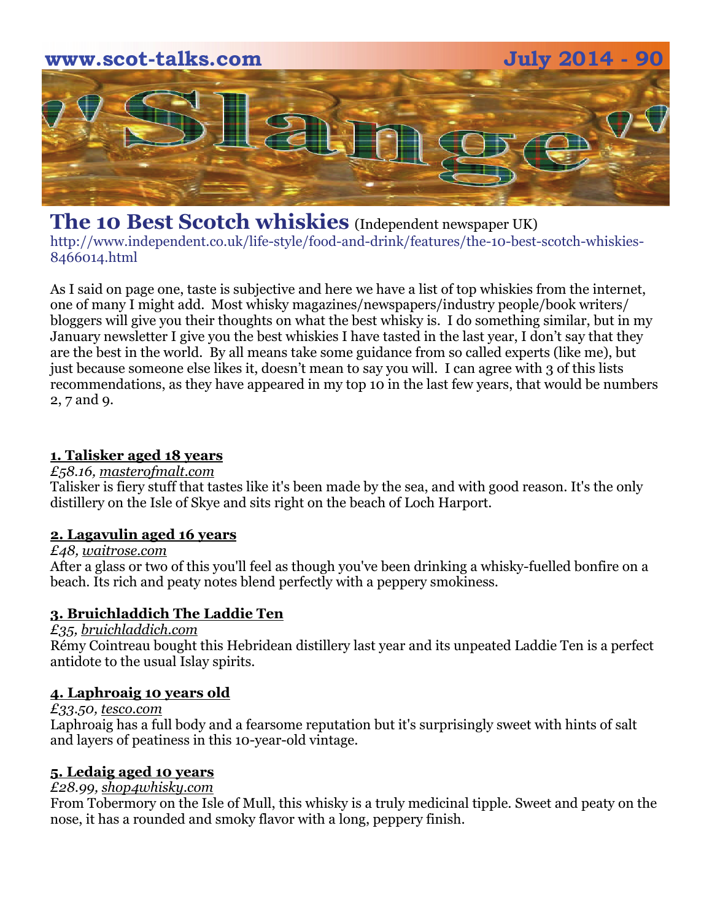# The 10 Best Scotch whiskies (Independent newspaper UK)

http://www.independent.co.uk/life-style/food-and-drink/features/the-10-best-scotch-whiskies-8466014.html

As I said on page one, taste is subjective and here we have a list of top whiskies from the internet, one of many I might add. Most whisky magazines/newspapers/industry people/book writers/ bloggers will give you their thoughts on what the best whisky is. I do something similar, but in my January newsletter I give you the best whiskies I have tasted in the last year, I don't say that they are the best in the world. By all means take some guidance from so called experts (like me), but just because someone else likes it, doesn't mean to say you will. I can agree with 3 of this lists recommendations, as they have appeared in my top 10 in the last few years, that would be numbers 2, 7 and 9.

**1. Talisker aged 18 years**

*£58.16, masterofmalt.com*

Talisker is fiery stuff that tastes like it's been made by the sea, and with good reason. It's the only distillery on the Isle of Skye and sits right on the beach of Loch Harport.

**2. Lagavulin aged 16 years**

*£48, waitrose.com*

After a glass or two of this you'll feel as though you've been drinking a whisky-fuelled bonfire on a beach. Its rich and peaty notes blend perfectly with a peppery smokiness.

**3. Bruichladdich The Laddie Ten**

*£35, bruichladdich.com*

Rémy Cointreau bought this Hebridean distillery last year and its unpeated Laddie Ten is a perfect antidote to the usual Islay spirits.

**4. Laphroaig 10 years old**

*£33.50, tesco.com*

Laphroaig has a full body and a fearsome reputation but it's surprisingly sweet with hints of salt and layers of peatiness in this 10-year-old vintage.

**5. Ledaig aged 10 years**

*£28.99, shop4whisky.com*

From Tobermory on the Isle of Mull, this whisky is a truly medicinal tipple. Sweet and peaty on the nose, it has a rounded and smoky flavor with a long, peppery finish.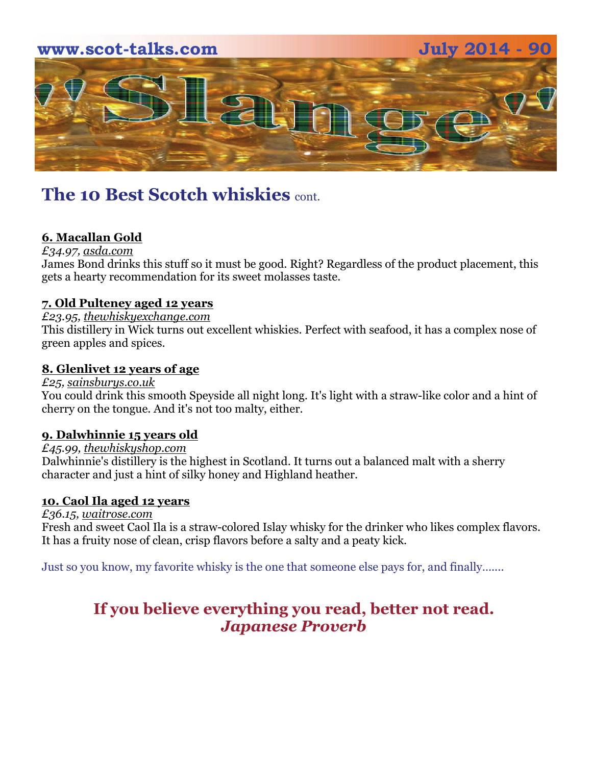## The 10 Best Scotch whiskies cont.

**6. Macallan Gold**
*£34.97, asda.com*
James Bond drinks this stuff so it must be good. Right? Regardless of the product placement, this gets a hearty recommendation for its sweet molasses taste.

**7. Old Pulteney aged 12 years**
*£23.95, thewhiskyexchange.com*
This distillery in Wick turns out excellent whiskies. Perfect with seafood, it has a complex nose of green apples and spices.

**8. Glenlivet 12 years of age**
*£25, sainsburys.co.uk*
You could drink this smooth Speyside all night long. It's light with a straw-like color and a hint of cherry on the tongue. And it's not too malty, either.

**9. Dalwhinnie 15 years old**
*£45.99, thewhiskyshop.com*
Dalwhinnie's distillery is the highest in Scotland. It turns out a balanced malt with a sherry character and just a hint of silky honey and Highland heather.

**10. Caol Ila aged 12 years**
*£36.15, waitrose.com*
Fresh and sweet Caol Ila is a straw-colored Islay whisky for the drinker who likes complex flavors. It has a fruity nose of clean, crisp flavors before a salty and a peaty kick.

Just so you know, my favorite whisky is the one that someone else pays for, and finally.......

**If you believe everything you read, better not read.**
***Japanese Proverb***